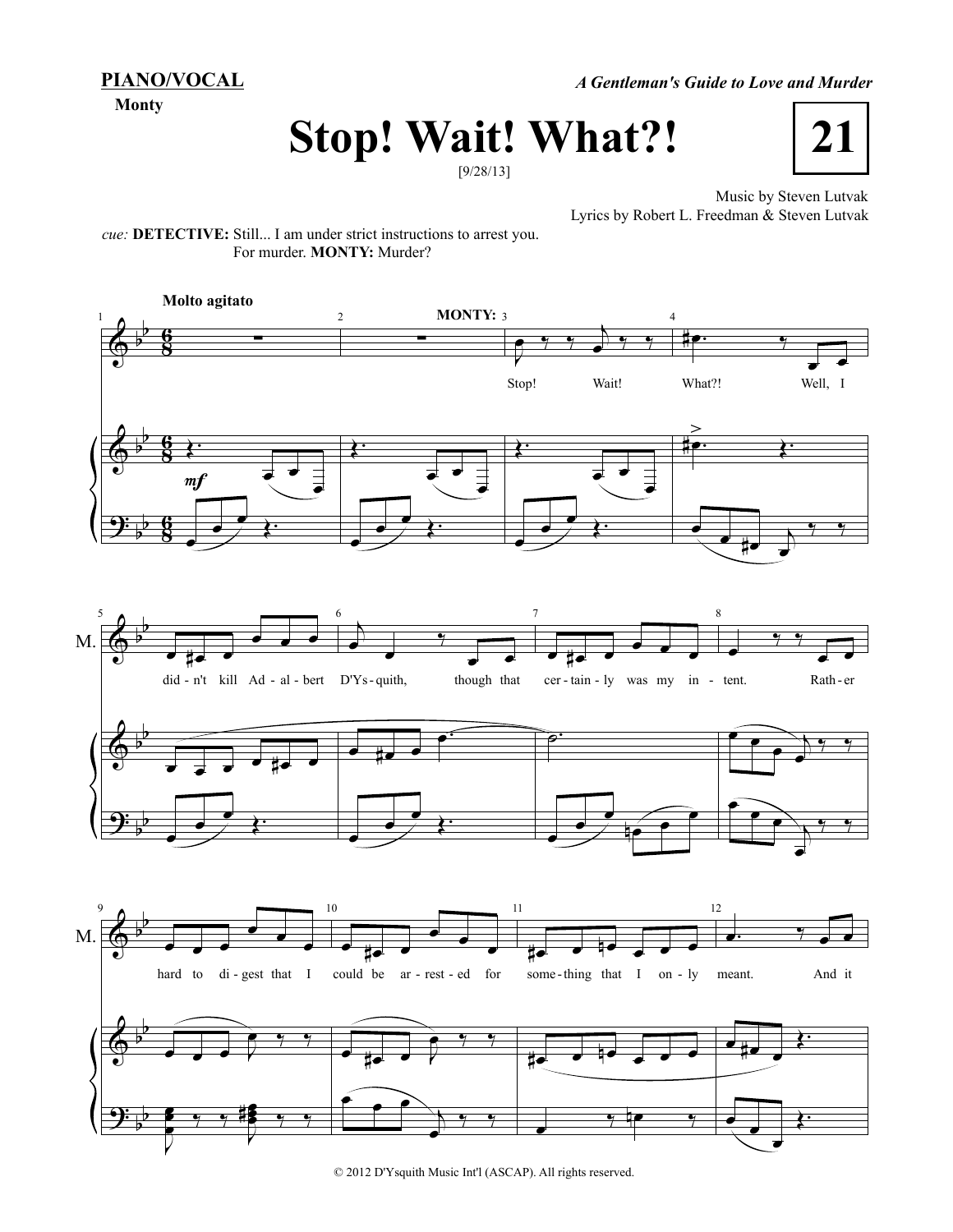**PIANO/VOCAL**

**Monty**

*A Gentleman's Guide to Love and Murder*

# Stop! Wait! What?!

**21**

[9/28/13]

Music by Steven Lutvak
Lyrics by Robert L. Freedman & Steven Lutvak

cue: **DETECTIVE:** Still... I am under strict instructions to arrest you. For murder. **MONTY:** Murder?

**Molto agitato**

**MONTY:**

Stop! Wait! What?! Well, I did-n't kill Ad-al-bert D'Ys-quith, though that cer-tain-ly was my in-tent. Rath-er hard to di-gest that I could be ar-rest-ed for some-thing that I on-ly meant. And it

© 2012 D'Ysquith Music Int'l (ASCAP). All rights reserved.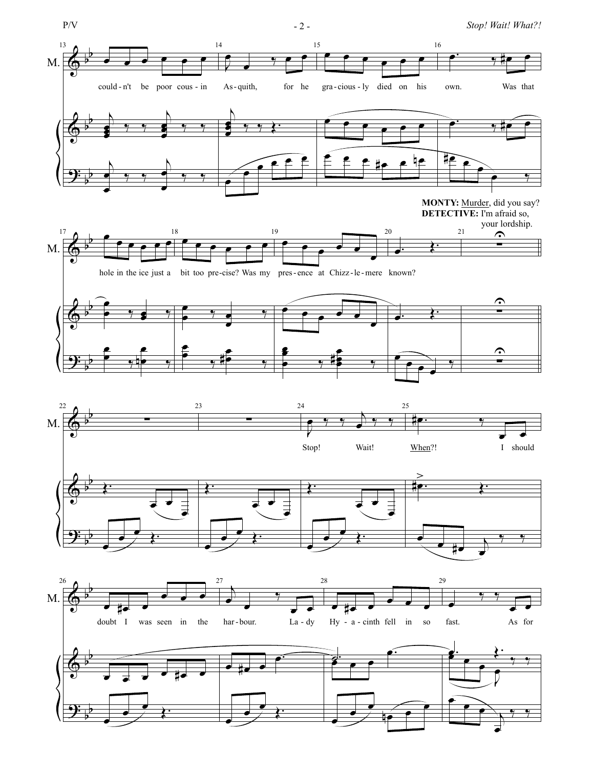could-n't be poor cous-in As-quith, for he gra-cious-ly died on his own. Was that

**MONTY:** Murder, did you say?
**DETECTIVE:** I'm afraid so, your lordship.

hole in the ice just a bit too pre-cise? Was my pres-ence at Chizz-le-mere known?

Stop! Wait! When?! I should

doubt I was seen in the har-bour. La-dy Hy-a-cinth fell in so fast. As for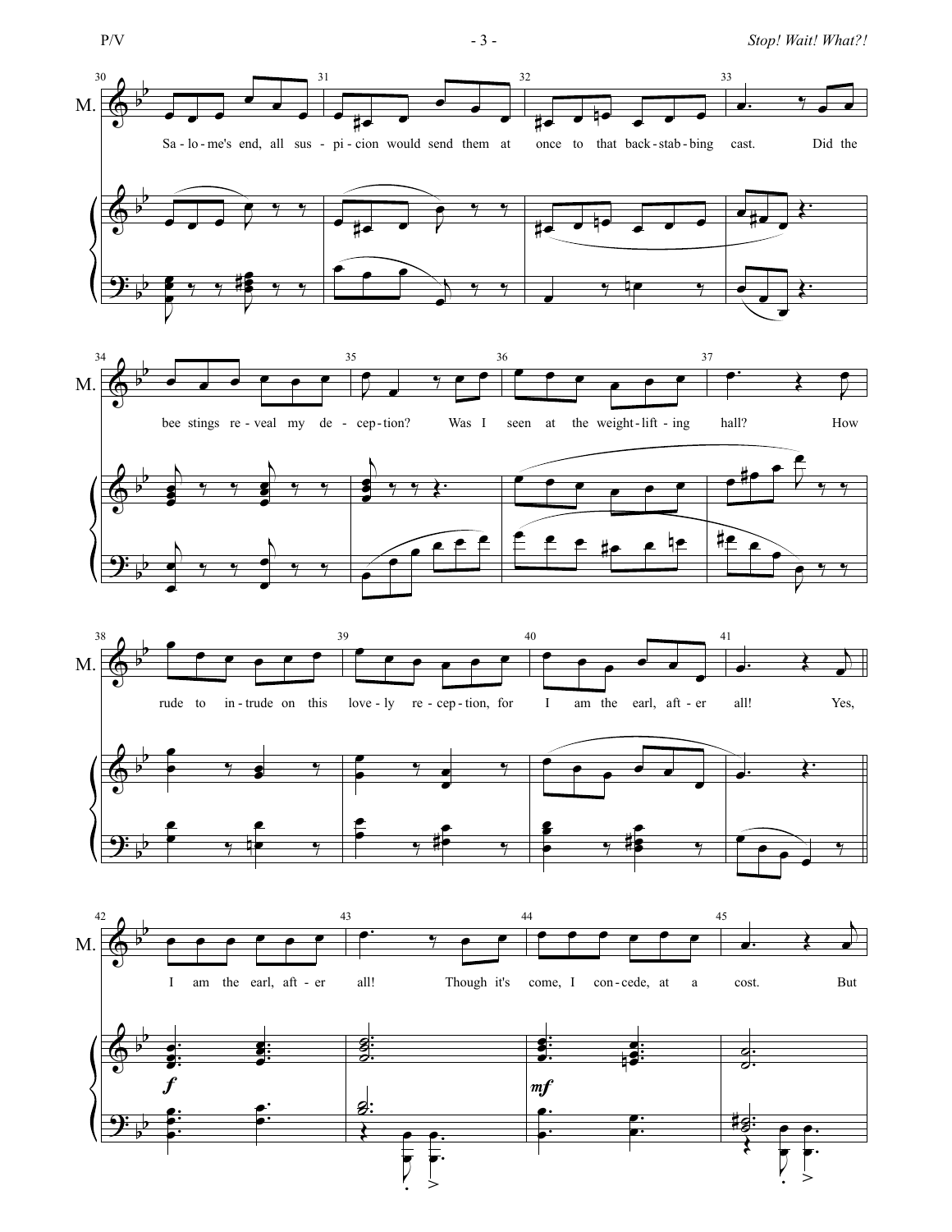Sa - lo - me's end, all sus - pi - cion would send them at once to that back - stab - bing cast. Did the bee stings re - veal my de - cep - tion? Was I seen at the weight - lift - ing hall? How rude to in - trude on this love - ly re - cep - tion, for I am the earl, aft - er all! Yes, I am the earl, aft - er all! Though it's come, I con - cede, at a cost. But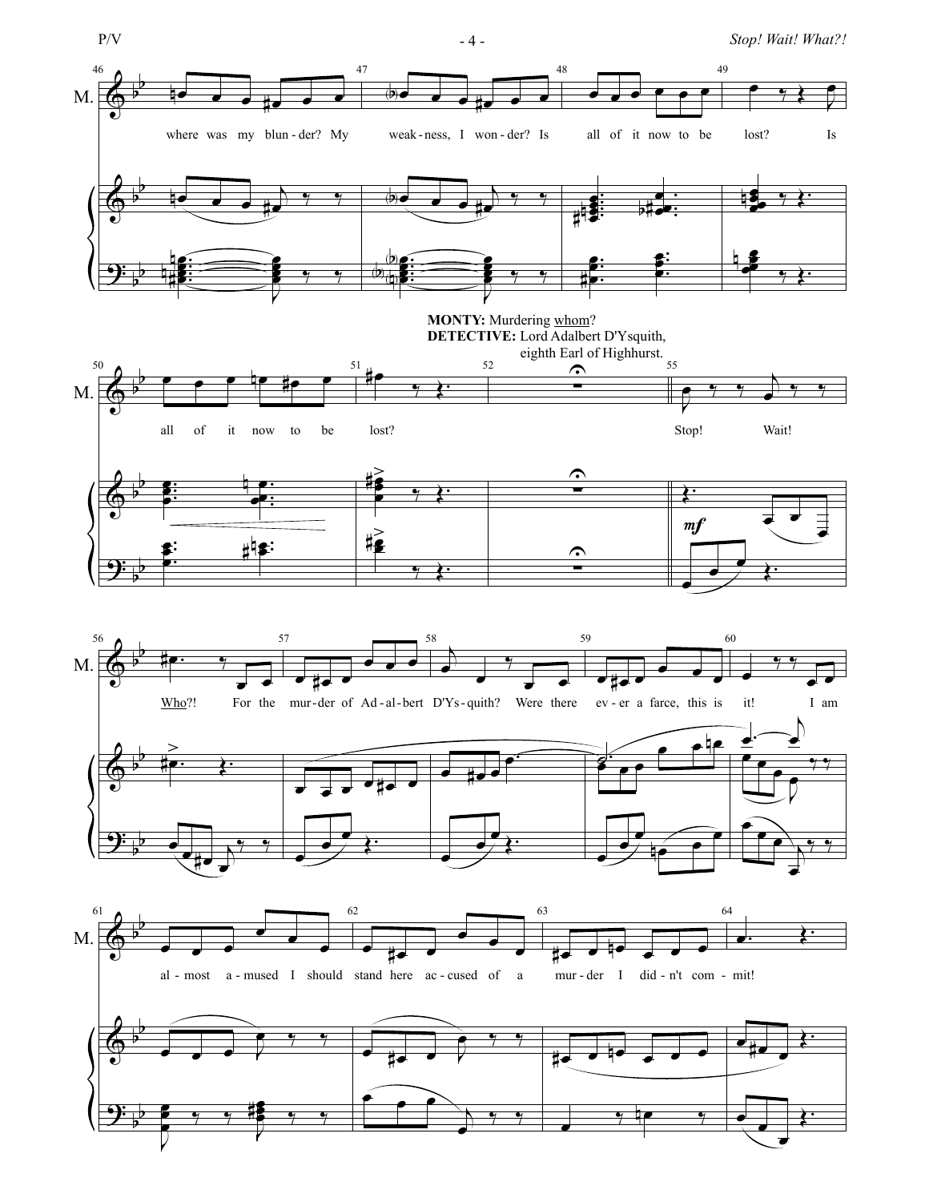MONTY: Murdering whom?
DETECTIVE: Lord Adalbert D'Ysquith, eighth Earl of Highhurst.

where was my blun - der? My weak - ness, I won - der? Is all of it now to be lost? Is all of it now to be lost?

Stop! Wait! Who?! For the mur - der of Ad - al - bert D'Ys - quith? Were there ev - er a farce, this is it! I am al - most a - mused I should stand here ac - cused of a mur - der I did - n't com - mit!